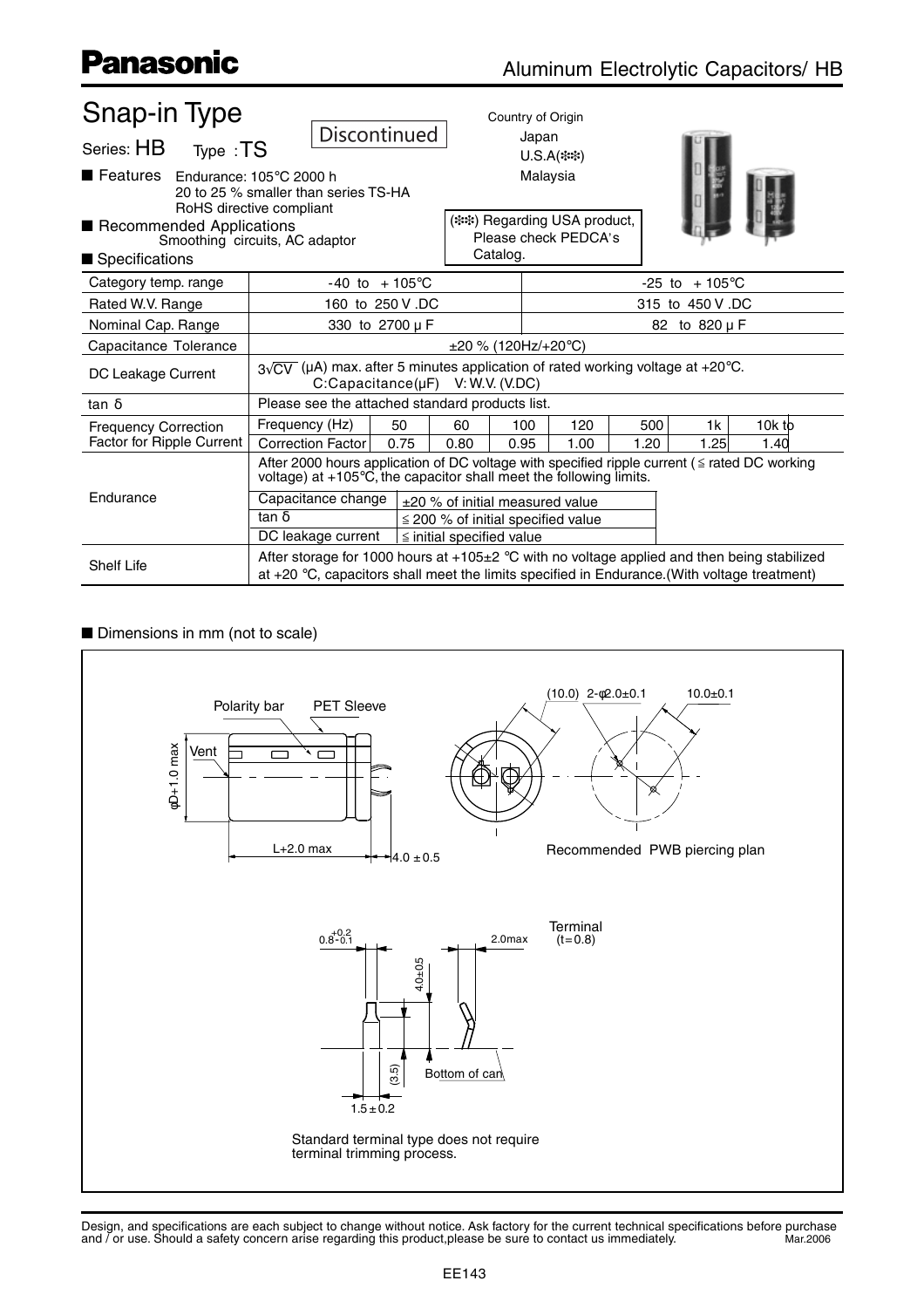# Panasonic

## Aluminum Electrolytic Capacitors/ HB

# Snap-in Type

Discontinued

Series: HB Type : TS

Country of Origin
Japan
U.S.A(※※)
Malaysia

(※※) Regarding USA product, Please check PEDCA's Catalog.

■ Features Endurance: 105°C 2000 h
20 to 25 % smaller than series TS-HA
RoHS directive compliant

■ Recommended Applications
Smoothing circuits, AC adaptor

■ Specifications

| Category temp. range | -40 to +105°C | | | | | -25 to +105°C | | |
|---|---|---|---|---|---|---|---|---|
| Rated W.V. Range | 160 to 250 V .DC | | | | | 315 to 450 V .DC | | |
| Nominal Cap. Range | 330 to 2700 μ F | | | | | 82 to 820 μ F | | |
| Capacitance Tolerance | ±20 % (120Hz/+20°C) | | | | | | | |
| DC Leakage Current | $3\sqrt{CV}$ (μA) max. after 5 minutes application of rated working voltage at +20°C. C:Capacitance(μF) V: W.V. (V.DC) | | | | | | | |
| tan δ | Please see the attached standard products list. | | | | | | | |
| Frequency Correction Factor for Ripple Current | Frequency (Hz) | 50 | 60 | 100 | 120 | 500 | 1k | 10k to |
| | Correction Factor | 0.75 | 0.80 | 0.95 | 1.00 | 1.20 | 1.25 | 1.40 |
| Endurance | After 2000 hours application of DC voltage with specified ripple current (≦ rated DC working voltage) at +105°C, the capacitor shall meet the following limits. | | | | | | | |
| | Capacitance change | ±20 % of initial measured value | | | | | | |
| | tan δ | ≦ 200 % of initial specified value | | | | | | |
| | DC leakage current | ≦ initial specified value | | | | | | |
| Shelf Life | After storage for 1000 hours at +105±2 °C with no voltage applied and then being stabilized at +20 °C, capacitors shall meet the limits specified in Endurance.(With voltage treatment) | | | | | | | |

■ Dimensions in mm (not to scale)

Polarity bar, PET Sleeve, Vent
φD+1.0 max
L+2.0 max
4.0 ± 0.5

(10.0) 2-φ2.0±0.1 10.0±0.1

Recommended PWB piercing plan

Terminal (t=0.8)

$0.8^{+0.2}_{-0.1}$, 2.0max, 4.0±0.5, (3.5), 1.5 ± 0.2, Bottom of can

Standard terminal type does not require terminal trimming process.

Design, and specifications are each subject to change without notice. Ask factory for the current technical specifications before purchase and / or use. Should a safety concern arise regarding this product,please be sure to contact us immediately. Mar.2006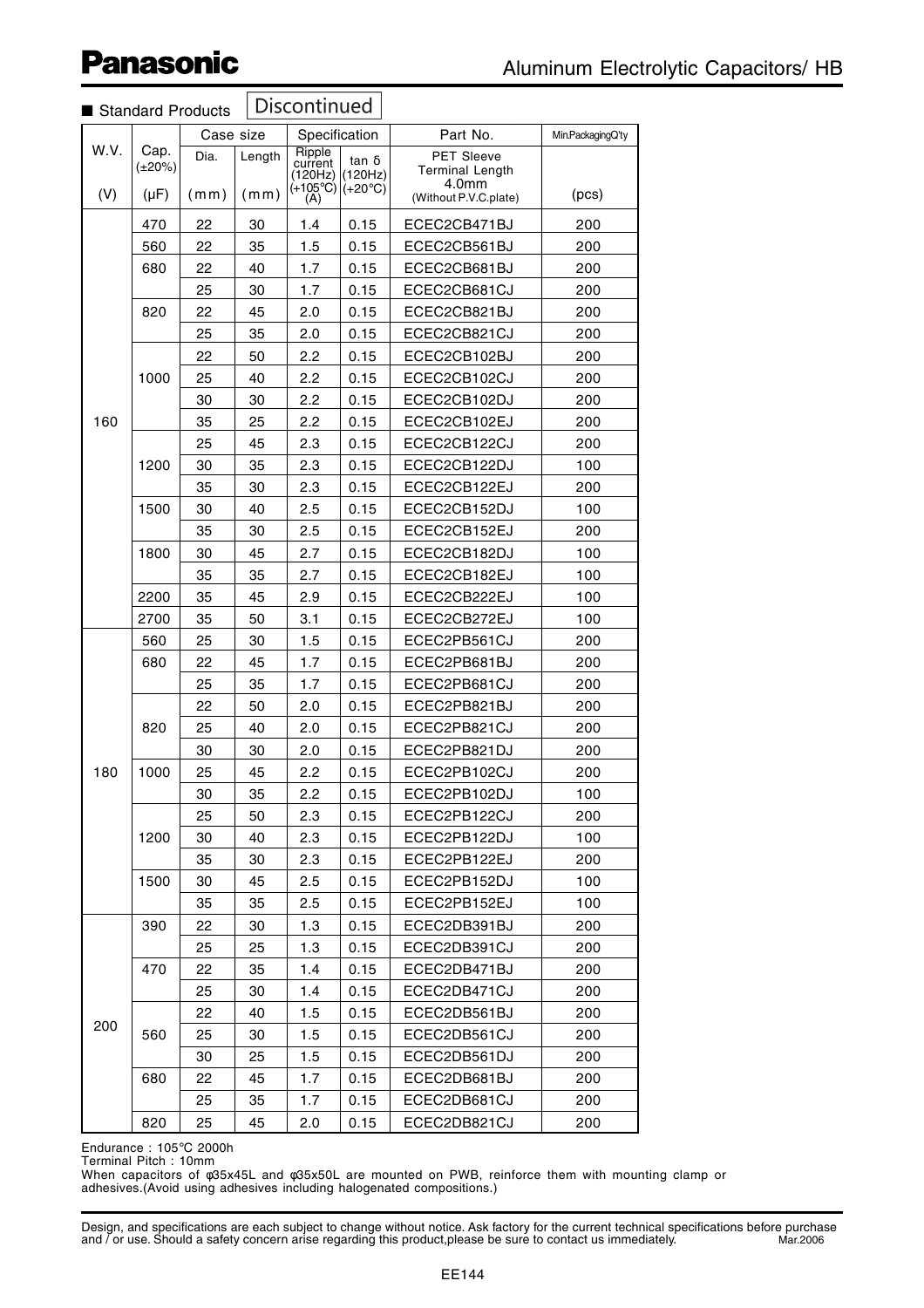# Aluminum Electrolytic Capacitors/ HB

■ Standard Products **Discontinued**

| W.V. (V) | Cap. (±20%) (μF) | Case size Dia. (mm) | Case size Length (mm) | Specification Ripple current (120Hz) (+105℃) (A) | Specification tan δ (120Hz) (+20℃) | Part No. PET Sleeve Terminal Length 4.0mm (Without P.V.C.plate) | Min.PackagingQ'ty (pcs) |
|---|---|---|---|---|---|---|---|
| 160 | 470 | 22 | 30 | 1.4 | 0.15 | ECEC2CB471BJ | 200 |
| | 560 | 22 | 35 | 1.5 | 0.15 | ECEC2CB561BJ | 200 |
| | 680 | 22 | 40 | 1.7 | 0.15 | ECEC2CB681BJ | 200 |
| | | 25 | 30 | 1.7 | 0.15 | ECEC2CB681CJ | 200 |
| | 820 | 22 | 45 | 2.0 | 0.15 | ECEC2CB821BJ | 200 |
| | | 25 | 35 | 2.0 | 0.15 | ECEC2CB821CJ | 200 |
| | 1000 | 22 | 50 | 2.2 | 0.15 | ECEC2CB102BJ | 200 |
| | | 25 | 40 | 2.2 | 0.15 | ECEC2CB102CJ | 200 |
| | | 30 | 30 | 2.2 | 0.15 | ECEC2CB102DJ | 200 |
| | | 35 | 25 | 2.2 | 0.15 | ECEC2CB102EJ | 200 |
| | 1200 | 25 | 45 | 2.3 | 0.15 | ECEC2CB122CJ | 200 |
| | | 30 | 35 | 2.3 | 0.15 | ECEC2CB122DJ | 100 |
| | | 35 | 30 | 2.3 | 0.15 | ECEC2CB122EJ | 200 |
| | 1500 | 30 | 40 | 2.5 | 0.15 | ECEC2CB152DJ | 100 |
| | | 35 | 30 | 2.5 | 0.15 | ECEC2CB152EJ | 200 |
| | 1800 | 30 | 45 | 2.7 | 0.15 | ECEC2CB182DJ | 100 |
| | | 35 | 35 | 2.7 | 0.15 | ECEC2CB182EJ | 100 |
| | 2200 | 35 | 45 | 2.9 | 0.15 | ECEC2CB222EJ | 100 |
| | 2700 | 35 | 50 | 3.1 | 0.15 | ECEC2CB272EJ | 100 |
| 180 | 560 | 25 | 30 | 1.5 | 0.15 | ECEC2PB561CJ | 200 |
| | 680 | 22 | 45 | 1.7 | 0.15 | ECEC2PB681BJ | 200 |
| | | 25 | 35 | 1.7 | 0.15 | ECEC2PB681CJ | 200 |
| | 820 | 22 | 50 | 2.0 | 0.15 | ECEC2PB821BJ | 200 |
| | | 25 | 40 | 2.0 | 0.15 | ECEC2PB821CJ | 200 |
| | | 30 | 30 | 2.0 | 0.15 | ECEC2PB821DJ | 200 |
| | 1000 | 25 | 45 | 2.2 | 0.15 | ECEC2PB102CJ | 200 |
| | | 30 | 35 | 2.2 | 0.15 | ECEC2PB102DJ | 100 |
| | 1200 | 25 | 50 | 2.3 | 0.15 | ECEC2PB122CJ | 200 |
| | | 30 | 40 | 2.3 | 0.15 | ECEC2PB122DJ | 100 |
| | | 35 | 30 | 2.3 | 0.15 | ECEC2PB122EJ | 200 |
| | 1500 | 30 | 45 | 2.5 | 0.15 | ECEC2PB152DJ | 100 |
| | | 35 | 35 | 2.5 | 0.15 | ECEC2PB152EJ | 100 |
| 200 | 390 | 22 | 30 | 1.3 | 0.15 | ECEC2DB391BJ | 200 |
| | | 25 | 25 | 1.3 | 0.15 | ECEC2DB391CJ | 200 |
| | 470 | 22 | 35 | 1.4 | 0.15 | ECEC2DB471BJ | 200 |
| | | 25 | 30 | 1.4 | 0.15 | ECEC2DB471CJ | 200 |
| | 560 | 22 | 40 | 1.5 | 0.15 | ECEC2DB561BJ | 200 |
| | | 25 | 30 | 1.5 | 0.15 | ECEC2DB561CJ | 200 |
| | | 30 | 25 | 1.5 | 0.15 | ECEC2DB561DJ | 200 |
| | 680 | 22 | 45 | 1.7 | 0.15 | ECEC2DB681BJ | 200 |
| | | 25 | 35 | 1.7 | 0.15 | ECEC2DB681CJ | 200 |
| | 820 | 25 | 45 | 2.0 | 0.15 | ECEC2DB821CJ | 200 |

Endurance : 105℃ 2000h
Terminal Pitch : 10mm
When capacitors of φ35x45L and φ35x50L are mounted on PWB, reinforce them with mounting clamp or adhesives.(Avoid using adhesives including halogenated compositions.)

Design, and specifications are each subject to change without notice. Ask factory for the current technical specifications before purchase and / or use. Should a safety concern arise regarding this product,please be sure to contact us immediately. Mar.2006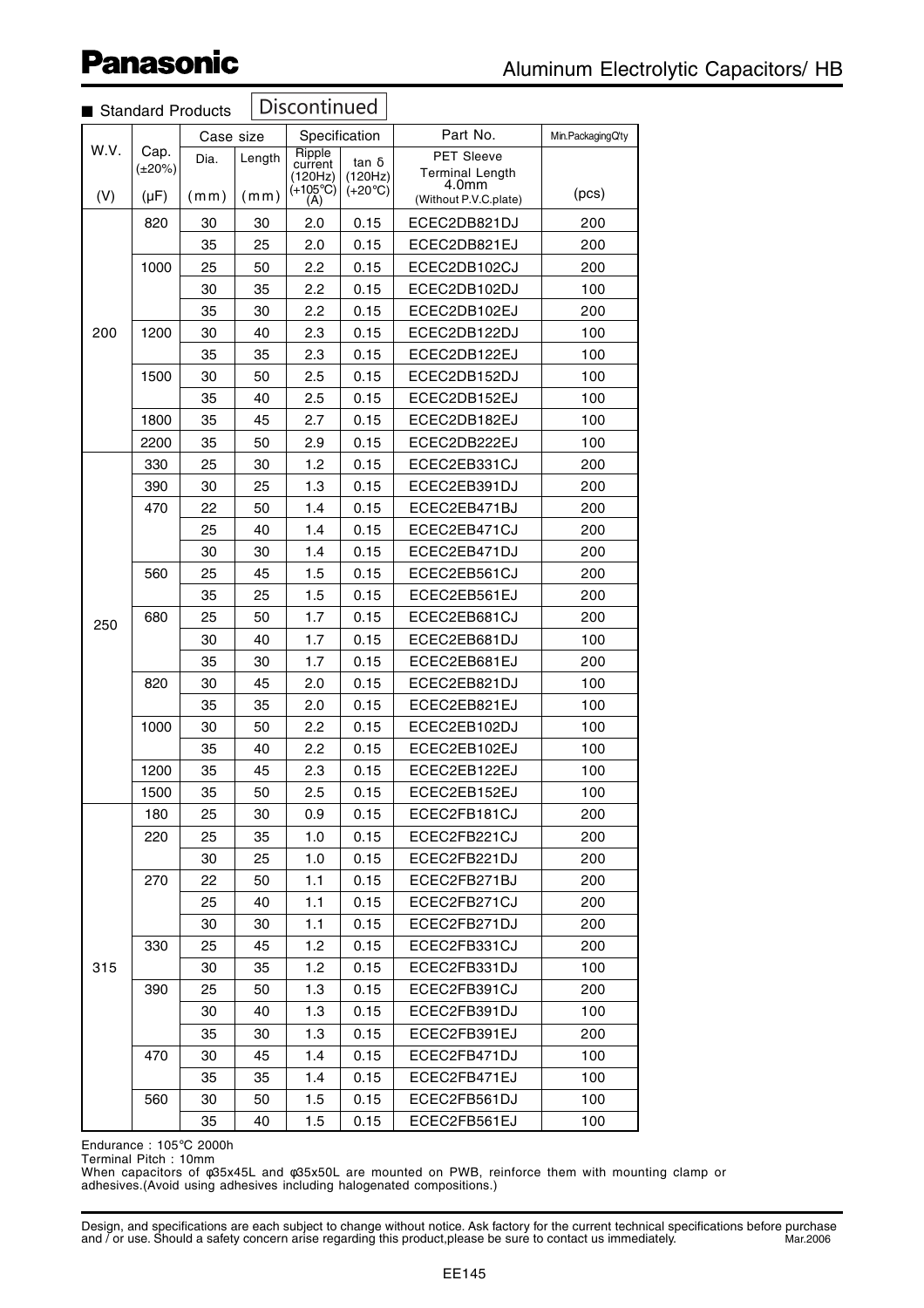# Panasonic

## Aluminum Electrolytic Capacitors/ HB

■ Standard Products  Discontinued

| W.V. (V) | Cap. (±20%) (μF) | Case size Dia. (mm) | Case size Length (mm) | Specification Ripple current (120Hz) (+105℃) (A) | Specification tan δ (120Hz) (+20℃) | Part No. PET Sleeve Terminal Length 4.0mm (Without P.V.C.plate) | Min.PackagingQ'ty (pcs) |
|---|---|---|---|---|---|---|---|
| 200 | 820 | 30 | 30 | 2.0 | 0.15 | ECEC2DB821DJ | 200 |
| | | 35 | 25 | 2.0 | 0.15 | ECEC2DB821EJ | 200 |
| | 1000 | 25 | 50 | 2.2 | 0.15 | ECEC2DB102CJ | 200 |
| | | 30 | 35 | 2.2 | 0.15 | ECEC2DB102DJ | 100 |
| | | 35 | 30 | 2.2 | 0.15 | ECEC2DB102EJ | 200 |
| | 1200 | 30 | 40 | 2.3 | 0.15 | ECEC2DB122DJ | 100 |
| | | 35 | 35 | 2.3 | 0.15 | ECEC2DB122EJ | 100 |
| | 1500 | 30 | 50 | 2.5 | 0.15 | ECEC2DB152DJ | 100 |
| | | 35 | 40 | 2.5 | 0.15 | ECEC2DB152EJ | 100 |
| | 1800 | 35 | 45 | 2.7 | 0.15 | ECEC2DB182EJ | 100 |
| | 2200 | 35 | 50 | 2.9 | 0.15 | ECEC2DB222EJ | 100 |
| 250 | 330 | 25 | 30 | 1.2 | 0.15 | ECEC2EB331CJ | 200 |
| | 390 | 30 | 25 | 1.3 | 0.15 | ECEC2EB391DJ | 200 |
| | 470 | 22 | 50 | 1.4 | 0.15 | ECEC2EB471BJ | 200 |
| | | 25 | 40 | 1.4 | 0.15 | ECEC2EB471CJ | 200 |
| | | 30 | 30 | 1.4 | 0.15 | ECEC2EB471DJ | 200 |
| | 560 | 25 | 45 | 1.5 | 0.15 | ECEC2EB561CJ | 200 |
| | | 35 | 25 | 1.5 | 0.15 | ECEC2EB561EJ | 200 |
| | 680 | 25 | 50 | 1.7 | 0.15 | ECEC2EB681CJ | 200 |
| | | 30 | 40 | 1.7 | 0.15 | ECEC2EB681DJ | 100 |
| | | 35 | 30 | 1.7 | 0.15 | ECEC2EB681EJ | 200 |
| | 820 | 30 | 45 | 2.0 | 0.15 | ECEC2EB821DJ | 100 |
| | | 35 | 35 | 2.0 | 0.15 | ECEC2EB821EJ | 100 |
| | 1000 | 30 | 50 | 2.2 | 0.15 | ECEC2EB102DJ | 100 |
| | | 35 | 40 | 2.2 | 0.15 | ECEC2EB102EJ | 100 |
| | 1200 | 35 | 45 | 2.3 | 0.15 | ECEC2EB122EJ | 100 |
| | 1500 | 35 | 50 | 2.5 | 0.15 | ECEC2EB152EJ | 100 |
| 315 | 180 | 25 | 30 | 0.9 | 0.15 | ECEC2FB181CJ | 200 |
| | 220 | 25 | 35 | 1.0 | 0.15 | ECEC2FB221CJ | 200 |
| | | 30 | 25 | 1.0 | 0.15 | ECEC2FB221DJ | 200 |
| | 270 | 22 | 50 | 1.1 | 0.15 | ECEC2FB271BJ | 200 |
| | | 25 | 40 | 1.1 | 0.15 | ECEC2FB271CJ | 200 |
| | | 30 | 30 | 1.1 | 0.15 | ECEC2FB271DJ | 200 |
| | 330 | 25 | 45 | 1.2 | 0.15 | ECEC2FB331CJ | 200 |
| | | 30 | 35 | 1.2 | 0.15 | ECEC2FB331DJ | 100 |
| | 390 | 25 | 50 | 1.3 | 0.15 | ECEC2FB391CJ | 200 |
| | | 30 | 40 | 1.3 | 0.15 | ECEC2FB391DJ | 100 |
| | | 35 | 30 | 1.3 | 0.15 | ECEC2FB391EJ | 200 |
| | 470 | 30 | 45 | 1.4 | 0.15 | ECEC2FB471DJ | 100 |
| | | 35 | 35 | 1.4 | 0.15 | ECEC2FB471EJ | 100 |
| | 560 | 30 | 50 | 1.5 | 0.15 | ECEC2FB561DJ | 100 |
| | | 35 | 40 | 1.5 | 0.15 | ECEC2FB561EJ | 100 |

Endurance : 105℃ 2000h
Terminal Pitch : 10mm
When capacitors of φ35x45L and φ35x50L are mounted on PWB, reinforce them with mounting clamp or adhesives.(Avoid using adhesives including halogenated compositions.)

Design, and specifications are each subject to change without notice. Ask factory for the current technical specifications before purchase and / or use. Should a safety concern arise regarding this product,please be sure to contact us immediately. Mar.2006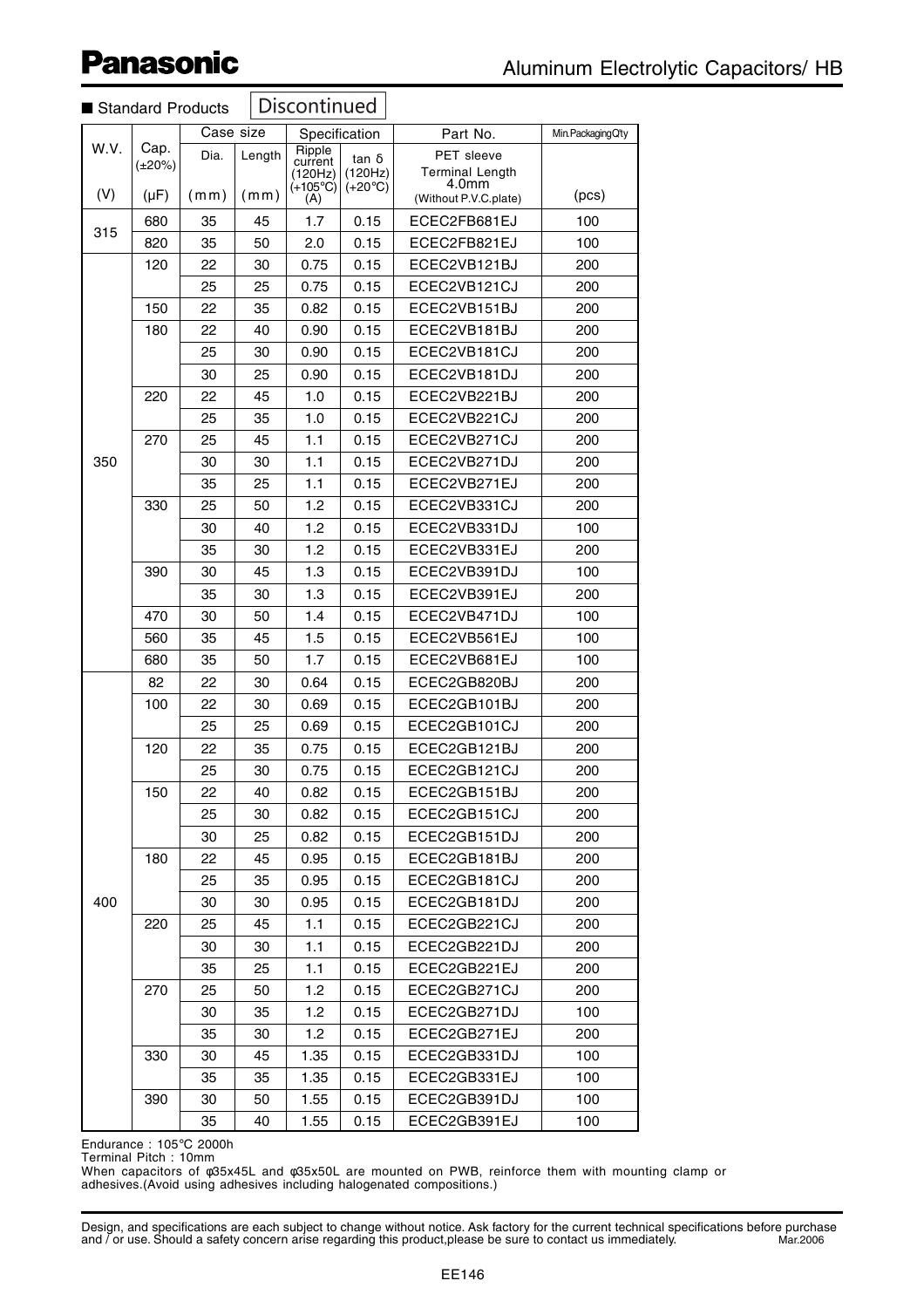## Aluminum Electrolytic Capacitors/ HB

■ Standard Products **Discontinued**

| W.V. (V) | Cap. (±20%) (μF) | Case size Dia. (mm) | Case size Length (mm) | Specification Ripple current (120Hz) (+105℃) (A) | Specification tan δ (120Hz) (+20℃) | Part No. PET sleeve Terminal Length 4.0mm (Without P.V.C.plate) | Min.Packaging Q'ty (pcs) |
|---|---|---|---|---|---|---|---|
| 315 | 680 | 35 | 45 | 1.7 | 0.15 | ECEC2FB681EJ | 100 |
| | 820 | 35 | 50 | 2.0 | 0.15 | ECEC2FB821EJ | 100 |
| 350 | 120 | 22 | 30 | 0.75 | 0.15 | ECEC2VB121BJ | 200 |
| | | 25 | 25 | 0.75 | 0.15 | ECEC2VB121CJ | 200 |
| | 150 | 22 | 35 | 0.82 | 0.15 | ECEC2VB151BJ | 200 |
| | 180 | 22 | 40 | 0.90 | 0.15 | ECEC2VB181BJ | 200 |
| | | 25 | 30 | 0.90 | 0.15 | ECEC2VB181CJ | 200 |
| | | 30 | 25 | 0.90 | 0.15 | ECEC2VB181DJ | 200 |
| | 220 | 22 | 45 | 1.0 | 0.15 | ECEC2VB221BJ | 200 |
| | | 25 | 35 | 1.0 | 0.15 | ECEC2VB221CJ | 200 |
| | 270 | 25 | 45 | 1.1 | 0.15 | ECEC2VB271CJ | 200 |
| | | 30 | 30 | 1.1 | 0.15 | ECEC2VB271DJ | 200 |
| | | 35 | 25 | 1.1 | 0.15 | ECEC2VB271EJ | 200 |
| | 330 | 25 | 50 | 1.2 | 0.15 | ECEC2VB331CJ | 200 |
| | | 30 | 40 | 1.2 | 0.15 | ECEC2VB331DJ | 100 |
| | | 35 | 30 | 1.2 | 0.15 | ECEC2VB331EJ | 200 |
| | 390 | 30 | 45 | 1.3 | 0.15 | ECEC2VB391DJ | 100 |
| | | 35 | 30 | 1.3 | 0.15 | ECEC2VB391EJ | 200 |
| | 470 | 30 | 50 | 1.4 | 0.15 | ECEC2VB471DJ | 100 |
| | 560 | 35 | 45 | 1.5 | 0.15 | ECEC2VB561EJ | 100 |
| | 680 | 35 | 50 | 1.7 | 0.15 | ECEC2VB681EJ | 100 |
| 400 | 82 | 22 | 30 | 0.64 | 0.15 | ECEC2GB820BJ | 200 |
| | 100 | 22 | 30 | 0.69 | 0.15 | ECEC2GB101BJ | 200 |
| | | 25 | 25 | 0.69 | 0.15 | ECEC2GB101CJ | 200 |
| | 120 | 22 | 35 | 0.75 | 0.15 | ECEC2GB121BJ | 200 |
| | | 25 | 30 | 0.75 | 0.15 | ECEC2GB121CJ | 200 |
| | 150 | 22 | 40 | 0.82 | 0.15 | ECEC2GB151BJ | 200 |
| | | 25 | 30 | 0.82 | 0.15 | ECEC2GB151CJ | 200 |
| | | 30 | 25 | 0.82 | 0.15 | ECEC2GB151DJ | 200 |
| | 180 | 22 | 45 | 0.95 | 0.15 | ECEC2GB181BJ | 200 |
| | | 25 | 35 | 0.95 | 0.15 | ECEC2GB181CJ | 200 |
| | | 30 | 30 | 0.95 | 0.15 | ECEC2GB181DJ | 200 |
| | 220 | 25 | 45 | 1.1 | 0.15 | ECEC2GB221CJ | 200 |
| | | 30 | 30 | 1.1 | 0.15 | ECEC2GB221DJ | 200 |
| | | 35 | 25 | 1.1 | 0.15 | ECEC2GB221EJ | 200 |
| | 270 | 25 | 50 | 1.2 | 0.15 | ECEC2GB271CJ | 200 |
| | | 30 | 35 | 1.2 | 0.15 | ECEC2GB271DJ | 100 |
| | | 35 | 30 | 1.2 | 0.15 | ECEC2GB271EJ | 200 |
| | 330 | 30 | 45 | 1.35 | 0.15 | ECEC2GB331DJ | 100 |
| | | 35 | 35 | 1.35 | 0.15 | ECEC2GB331EJ | 100 |
| | 390 | 30 | 50 | 1.55 | 0.15 | ECEC2GB391DJ | 100 |
| | | 35 | 40 | 1.55 | 0.15 | ECEC2GB391EJ | 100 |

Endurance : 105℃ 2000h
Terminal Pitch : 10mm
When capacitors of φ35x45L and φ35x50L are mounted on PWB, reinforce them with mounting clamp or adhesives.(Avoid using adhesives including halogenated compositions.)

Design, and specifications are each subject to change without notice. Ask factory for the current technical specifications before purchase and / or use. Should a safety concern arise regarding this product,please be sure to contact us immediately. Mar.2006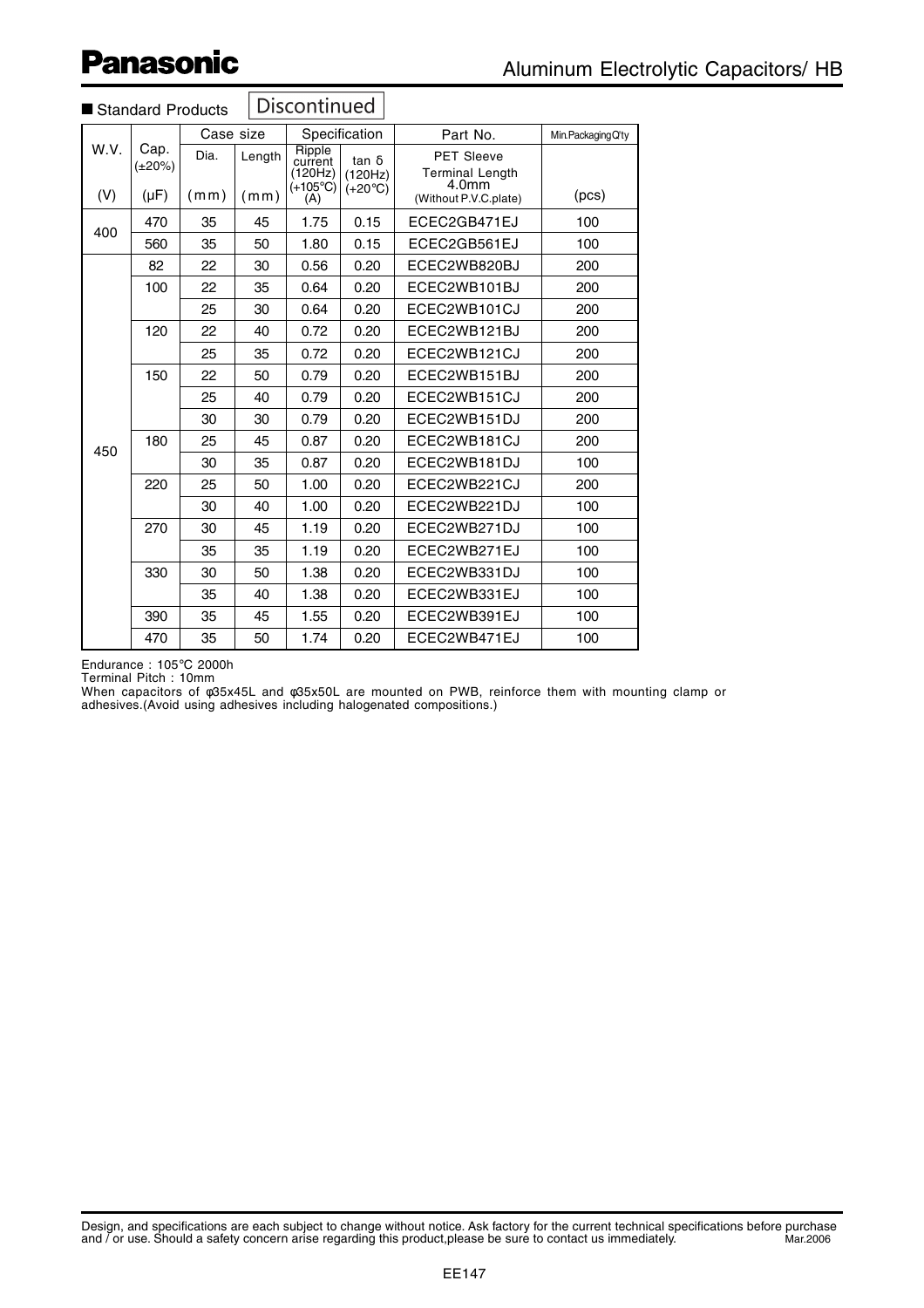# Aluminum Electrolytic Capacitors/ HB

■ Standard Products **Discontinued**

| W.V. (V) | Cap. (±20%) (μF) | Case size Dia. (mm) | Case size Length (mm) | Specification Ripple current (120Hz) (+105℃) (A) | Specification tan δ (120Hz) (+20℃) | Part No. PET Sleeve Terminal Length 4.0mm (Without P.V.C.plate) | Min.Packaging Q'ty (pcs) |
|---|---|---|---|---|---|---|---|
| 400 | 470 | 35 | 45 | 1.75 | 0.15 | ECEC2GB471EJ | 100 |
| | 560 | 35 | 50 | 1.80 | 0.15 | ECEC2GB561EJ | 100 |
| 450 | 82 | 22 | 30 | 0.56 | 0.20 | ECEC2WB820BJ | 200 |
| | 100 | 22 | 35 | 0.64 | 0.20 | ECEC2WB101BJ | 200 |
| | | 25 | 30 | 0.64 | 0.20 | ECEC2WB101CJ | 200 |
| | 120 | 22 | 40 | 0.72 | 0.20 | ECEC2WB121BJ | 200 |
| | | 25 | 35 | 0.72 | 0.20 | ECEC2WB121CJ | 200 |
| | 150 | 22 | 50 | 0.79 | 0.20 | ECEC2WB151BJ | 200 |
| | | 25 | 40 | 0.79 | 0.20 | ECEC2WB151CJ | 200 |
| | | 30 | 30 | 0.79 | 0.20 | ECEC2WB151DJ | 200 |
| | 180 | 25 | 45 | 0.87 | 0.20 | ECEC2WB181CJ | 200 |
| | | 30 | 35 | 0.87 | 0.20 | ECEC2WB181DJ | 100 |
| | 220 | 25 | 50 | 1.00 | 0.20 | ECEC2WB221CJ | 200 |
| | | 30 | 40 | 1.00 | 0.20 | ECEC2WB221DJ | 100 |
| | 270 | 30 | 45 | 1.19 | 0.20 | ECEC2WB271DJ | 100 |
| | | 35 | 35 | 1.19 | 0.20 | ECEC2WB271EJ | 100 |
| | 330 | 30 | 50 | 1.38 | 0.20 | ECEC2WB331DJ | 100 |
| | | 35 | 40 | 1.38 | 0.20 | ECEC2WB331EJ | 100 |
| | 390 | 35 | 45 | 1.55 | 0.20 | ECEC2WB391EJ | 100 |
| | 470 | 35 | 50 | 1.74 | 0.20 | ECEC2WB471EJ | 100 |

Endurance : 105℃ 2000h

Terminal Pitch : 10mm

When capacitors of φ35x45L and φ35x50L are mounted on PWB, reinforce them with mounting clamp or adhesives.(Avoid using adhesives including halogenated compositions.)

Design, and specifications are each subject to change without notice. Ask factory for the current technical specifications before purchase and / or use. Should a safety concern arise regarding this product,please be sure to contact us immediately. Mar.2006